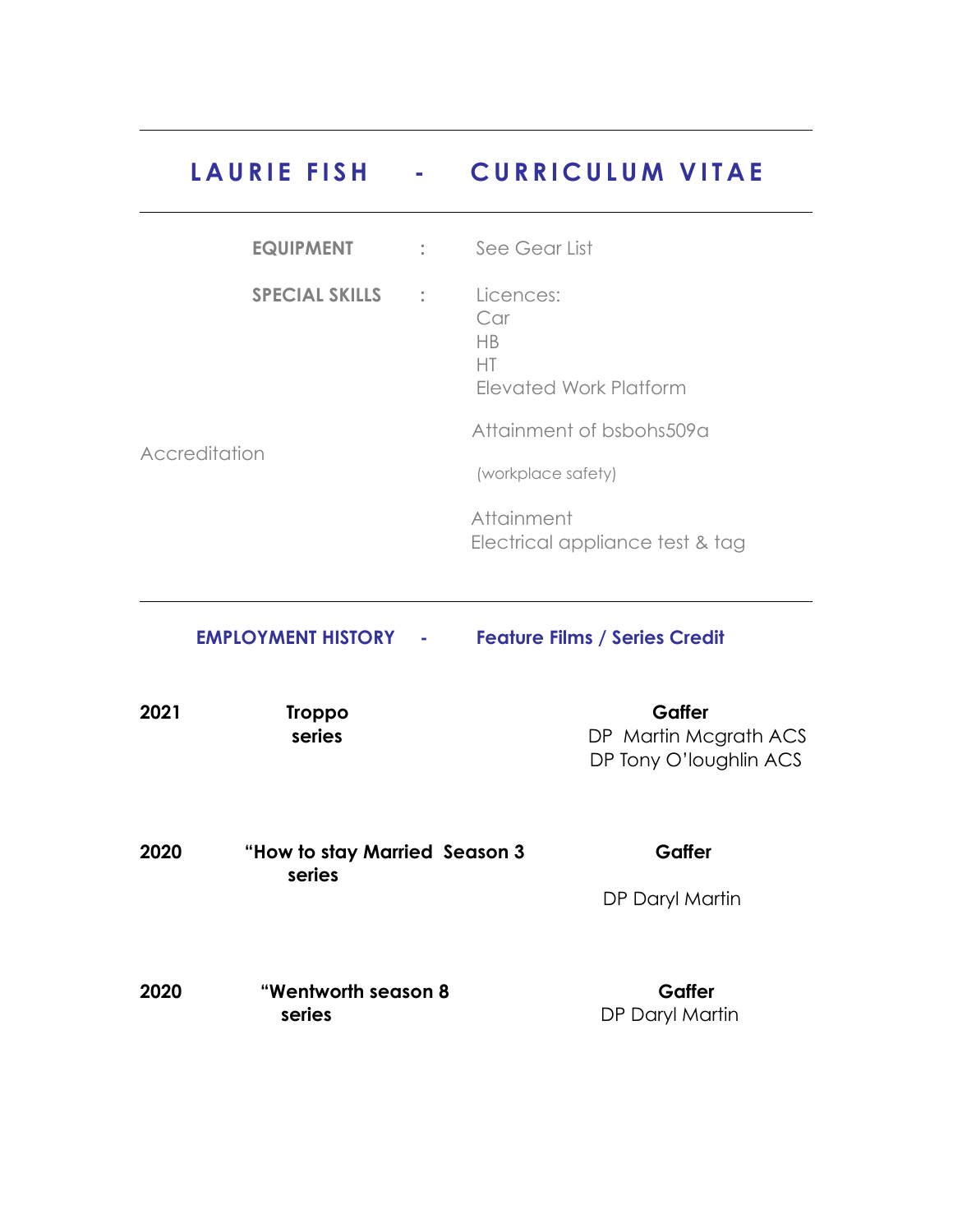# LAURIE FISH - CURRICULUM VITAE

**EQUIPMENT** : See Gear List

**SPECIAL SKILLS** : Licences:
Car
HB
HT
Elevated Work Platform

Accreditation

Attainment of bsbohs509a
(workplace safety)

Attainment
Electrical appliance test & tag

## EMPLOYMENT HISTORY - Feature Films / Series Credit

| | | |
|---|---|---|
| **2021** | **Troppo series** | **Gaffer**<br>DP Martin Mcgrath ACS<br>DP Tony O'loughlin ACS |
| **2020** | **"How to stay Married Season 3 series** | **Gaffer**<br>DP Daryl Martin |
| **2020** | **"Wentworth season 8 series** | **Gaffer**<br>DP Daryl Martin |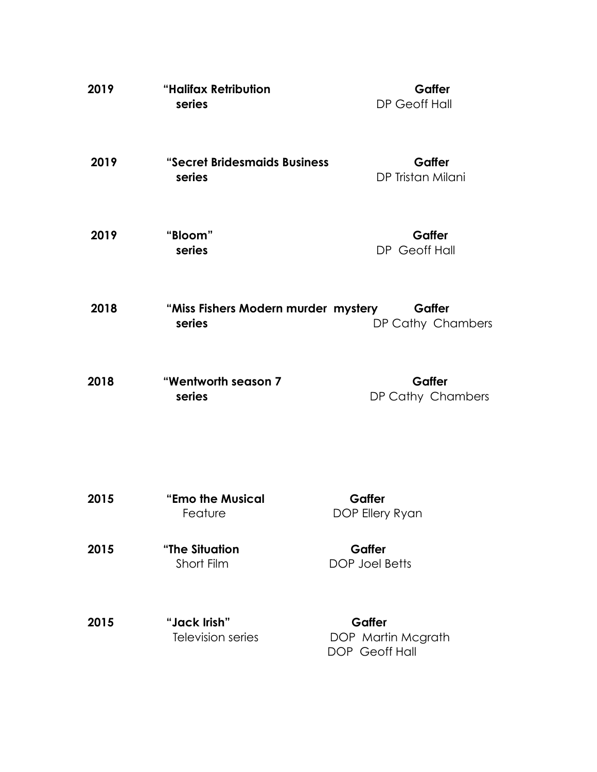**2019** **"Halifax Retribution** **Gaffer**
**series** DP Geoff Hall

**2019** **"Secret Bridesmaids Business** **Gaffer**
**series** DP Tristan Milani

**2019** **"Bloom"** **Gaffer**
**series** DP Geoff Hall

**2018** **"Miss Fishers Modern murder mystery** **Gaffer**
**series** DP Cathy Chambers

**2018** **"Wentworth season 7** **Gaffer**
**series** DP Cathy Chambers

**2015** **"Emo the Musical** **Gaffer**
Feature DOP Ellery Ryan

**2015** **"The Situation** **Gaffer**
Short Film DOP Joel Betts

**2015** **"Jack Irish"** **Gaffer**
Television series DOP Martin Mcgrath
DOP Geoff Hall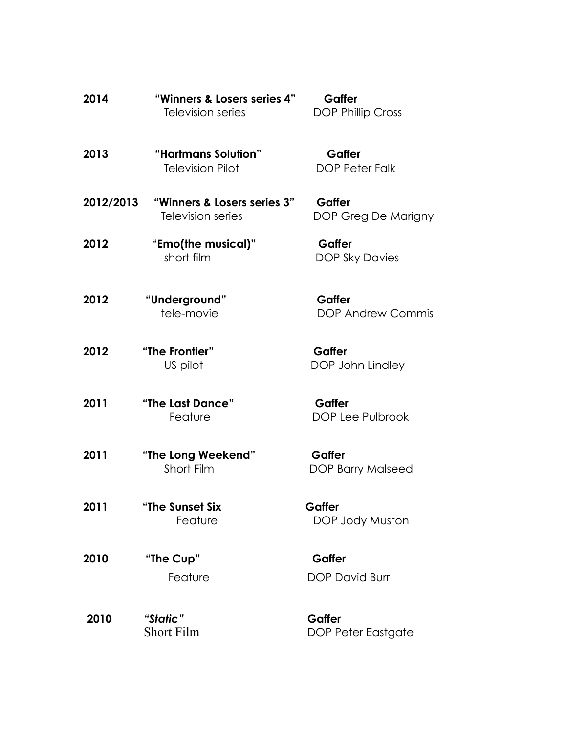| | | |
|---|---|---|
| **2014** | **"Winners & Losers series 4"**<br>Television series | **Gaffer**<br>DOP Phillip Cross |
| **2013** | **"Hartmans Solution"**<br>Television Pilot | **Gaffer**<br>DOP Peter Falk |
| **2012/2013** | **"Winners & Losers series 3"**<br>Television series | **Gaffer**<br>DOP Greg De Marigny |
| **2012** | **"Emo(the musical)"**<br>short film | **Gaffer**<br>DOP Sky Davies |
| **2012** | **"Underground"**<br>tele-movie | **Gaffer**<br>DOP Andrew Commis |
| **2012** | **"The Frontier"**<br>US pilot | **Gaffer**<br>DOP John Lindley |
| **2011** | **"The Last Dance"**<br>Feature | **Gaffer**<br>DOP Lee Pulbrook |
| **2011** | **"The Long Weekend"**<br>Short Film | **Gaffer**<br>DOP Barry Malseed |
| **2011** | **"The Sunset Six**<br>Feature | **Gaffer**<br>DOP Jody Muston |
| **2010** | **"The Cup"**<br>Feature | **Gaffer**<br>DOP David Burr |
| **2010** | ***"Static"***<br>Short Film | **Gaffer**<br>DOP Peter Eastgate |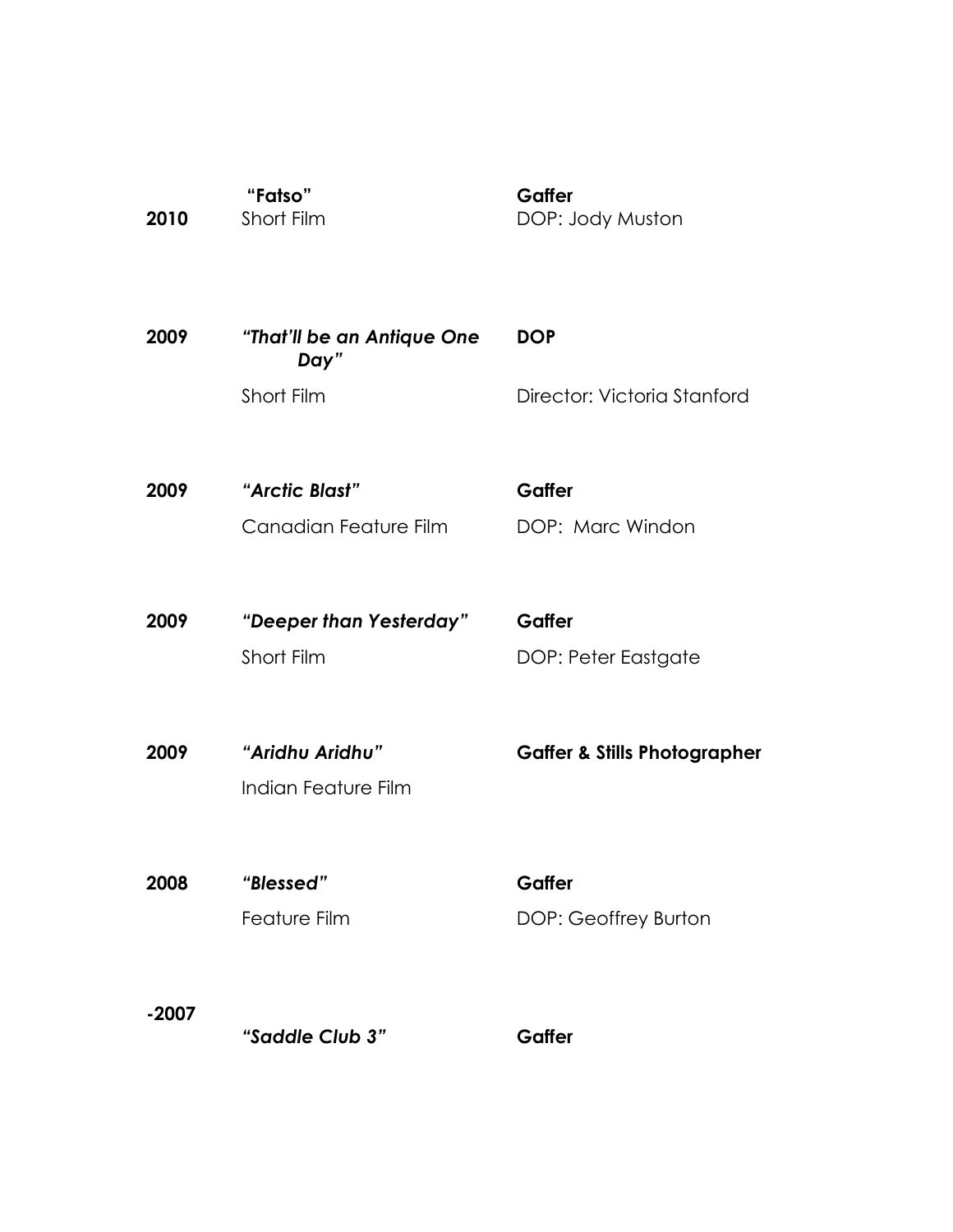| | | |
|---|---|---|
| **2010** | **"Fatso"**<br>Short Film | **Gaffer**<br>DOP: Jody Muston |
| **2009** | ***"That'll be an Antique One Day"***<br>Short Film | **DOP**<br>Director: Victoria Stanford |
| **2009** | ***"Arctic Blast"***<br>Canadian Feature Film | **Gaffer**<br>DOP: Marc Windon |
| **2009** | ***"Deeper than Yesterday"***<br>Short Film | **Gaffer**<br>DOP: Peter Eastgate |
| **2009** | ***"Aridhu Aridhu"***<br>Indian Feature Film | **Gaffer & Stills Photographer** |
| **2008** | ***"Blessed"***<br>Feature Film | **Gaffer**<br>DOP: Geoffrey Burton |
| **-2007** | ***"Saddle Club 3"*** | **Gaffer** |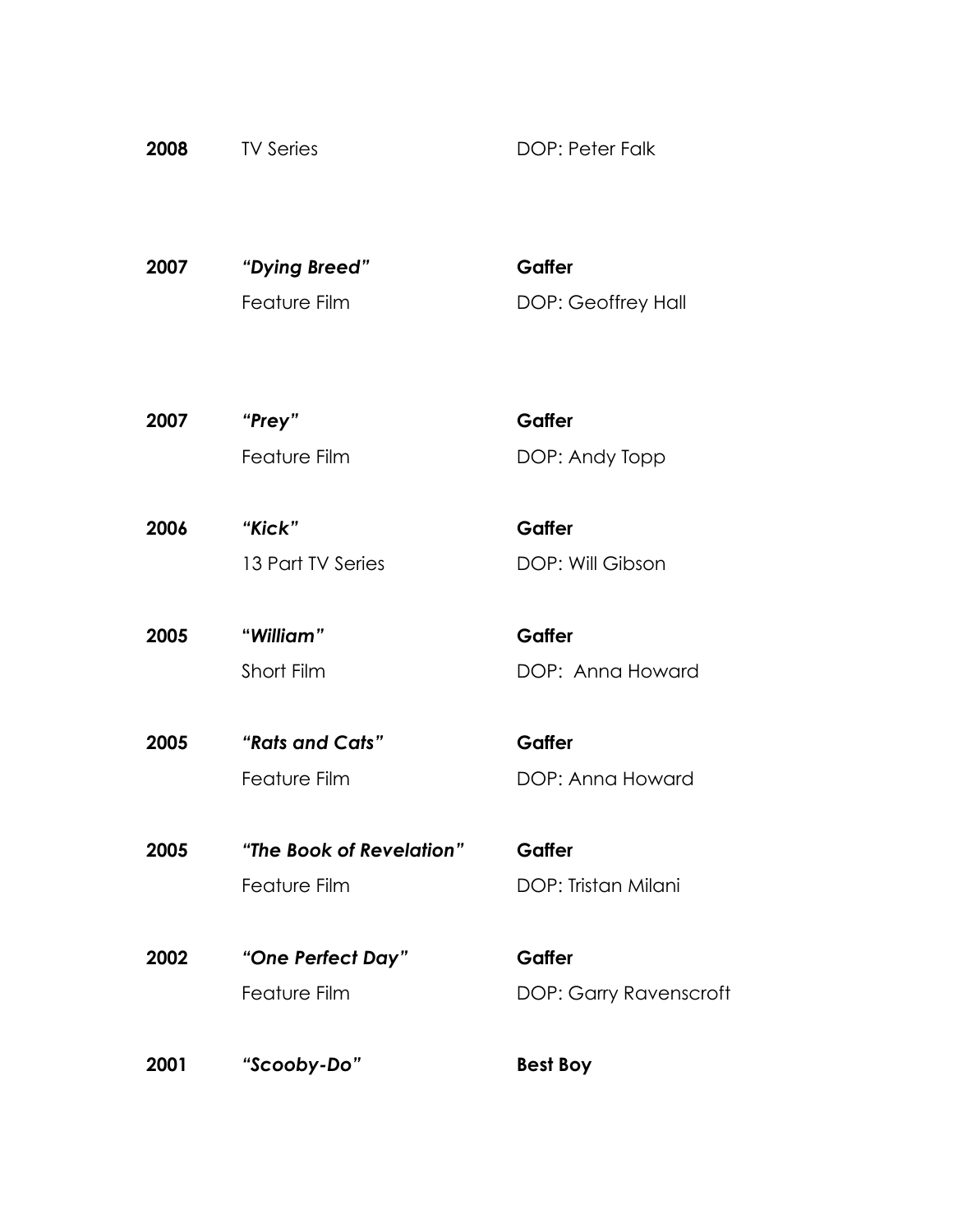| | | |
|---|---|---|
| **2008** | TV Series | DOP: Peter Falk |
| **2007** | ***"Dying Breed"***<br>Feature Film | **Gaffer**<br>DOP: Geoffrey Hall |
| **2007** | ***"Prey"***<br>Feature Film | **Gaffer**<br>DOP: Andy Topp |
| **2006** | ***"Kick"***<br>13 Part TV Series | **Gaffer**<br>DOP: Will Gibson |
| **2005** | **"*William"***<br>Short Film | **Gaffer**<br>DOP: Anna Howard |
| **2005** | ***"Rats and Cats"***<br>Feature Film | **Gaffer**<br>DOP: Anna Howard |
| **2005** | ***"The Book of Revelation"***<br>Feature Film | **Gaffer**<br>DOP: Tristan Milani |
| **2002** | ***"One Perfect Day"***<br>Feature Film | **Gaffer**<br>DOP: Garry Ravenscroft |
| **2001** | ***"Scooby-Do"*** | **Best Boy** |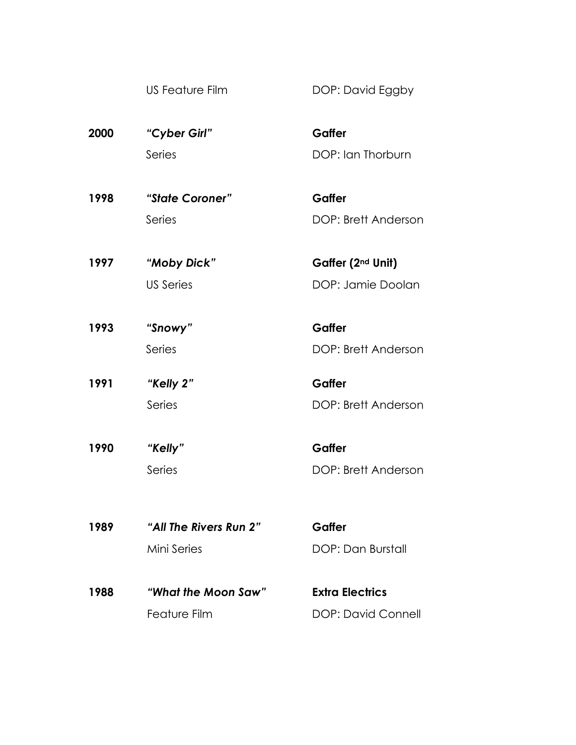| | US Feature Film | DOP: David Eggby |
|---|---|---|
| **2000** | ***"Cyber Girl"*** | **Gaffer** |
| | Series | DOP: Ian Thorburn |
| **1998** | ***"State Coroner"*** | **Gaffer** |
| | Series | DOP: Brett Anderson |
| **1997** | ***"Moby Dick"*** | **Gaffer (2nd Unit)** |
| | US Series | DOP: Jamie Doolan |
| **1993** | ***"Snowy"*** | **Gaffer** |
| | Series | DOP: Brett Anderson |
| **1991** | ***"Kelly 2"*** | **Gaffer** |
| | Series | DOP: Brett Anderson |
| **1990** | ***"Kelly"*** | **Gaffer** |
| | Series | DOP: Brett Anderson |
| **1989** | ***"All The Rivers Run 2"*** | **Gaffer** |
| | Mini Series | DOP: Dan Burstall |
| **1988** | ***"What the Moon Saw"*** | **Extra Electrics** |
| | Feature Film | DOP: David Connell |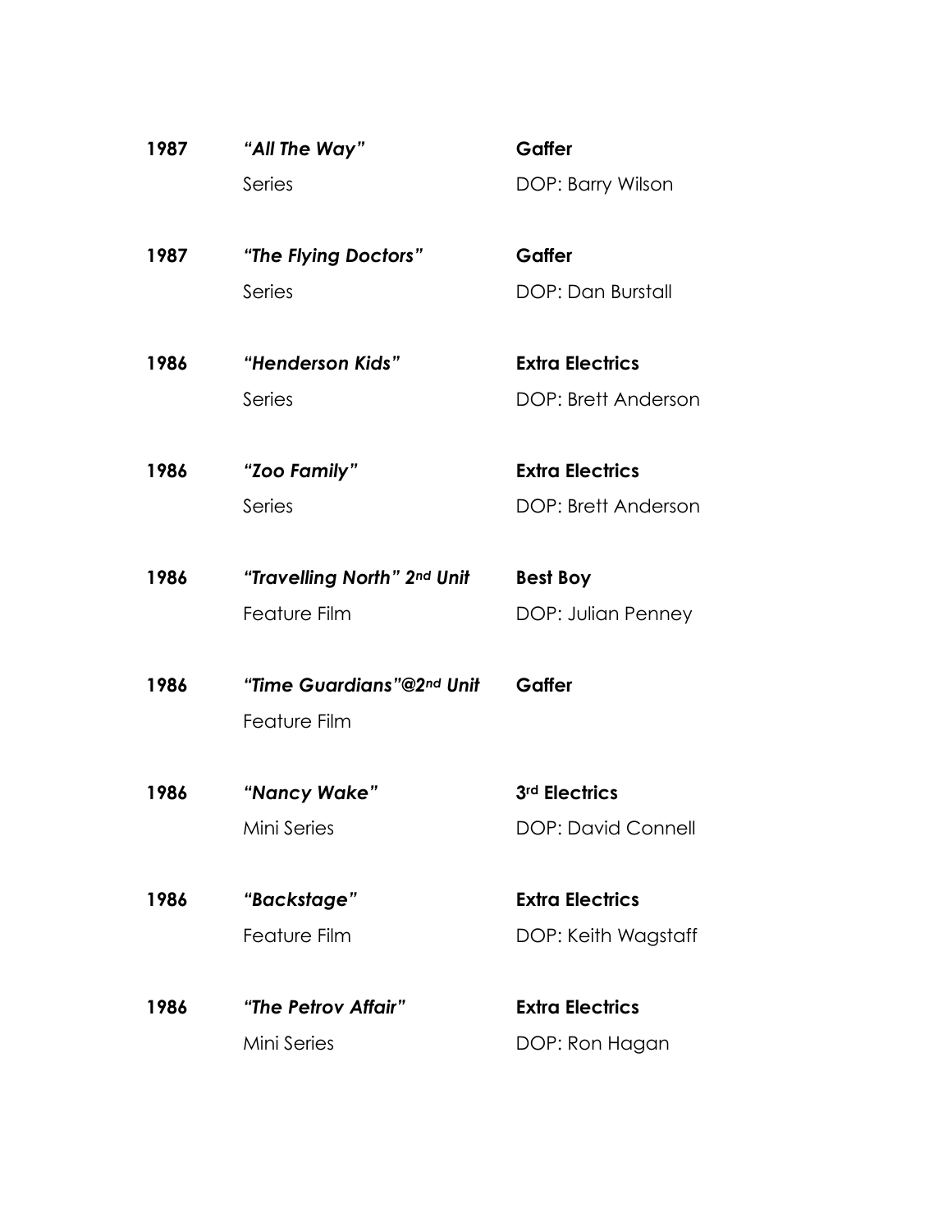| | | |
|---|---|---|
| **1987** | ***"All The Way"***<br>Series | **Gaffer**<br>DOP: Barry Wilson |
| **1987** | ***"The Flying Doctors"***<br>Series | **Gaffer**<br>DOP: Dan Burstall |
| **1986** | ***"Henderson Kids"***<br>Series | **Extra Electrics**<br>DOP: Brett Anderson |
| **1986** | ***"Zoo Family"***<br>Series | **Extra Electrics**<br>DOP: Brett Anderson |
| **1986** | ***"Travelling North" 2nd Unit***<br>Feature Film | **Best Boy**<br>DOP: Julian Penney |
| **1986** | ***"Time Guardians"@2nd Unit***<br>Feature Film | **Gaffer** |
| **1986** | ***"Nancy Wake"***<br>Mini Series | **3rd Electrics**<br>DOP: David Connell |
| **1986** | ***"Backstage"***<br>Feature Film | **Extra Electrics**<br>DOP: Keith Wagstaff |
| **1986** | ***"The Petrov Affair"***<br>Mini Series | **Extra Electrics**<br>DOP: Ron Hagan |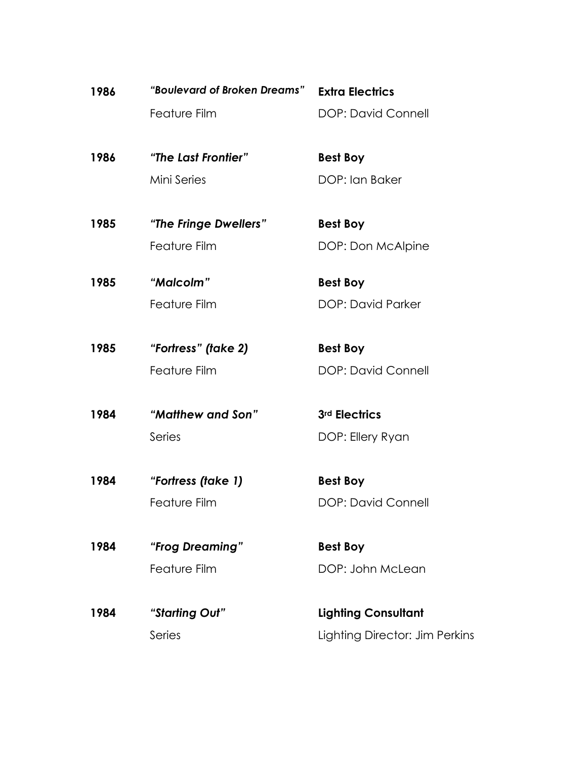**1986** ***"Boulevard of Broken Dreams"*** **Extra Electrics**
Feature Film DOP: David Connell

**1986** ***"The Last Frontier"*** **Best Boy**
Mini Series DOP: Ian Baker

**1985** ***"The Fringe Dwellers"*** **Best Boy**
Feature Film DOP: Don McAlpine

**1985** ***"Malcolm"*** **Best Boy**
Feature Film DOP: David Parker

**1985** ***"Fortress" (take 2)*** **Best Boy**
Feature Film DOP: David Connell

**1984** ***"Matthew and Son"*** **3rd Electrics**
Series DOP: Ellery Ryan

**1984** ***"Fortress (take 1)*** **Best Boy**
Feature Film DOP: David Connell

**1984** ***"Frog Dreaming"*** **Best Boy**
Feature Film DOP: John McLean

**1984** ***"Starting Out"*** **Lighting Consultant**
Series Lighting Director: Jim Perkins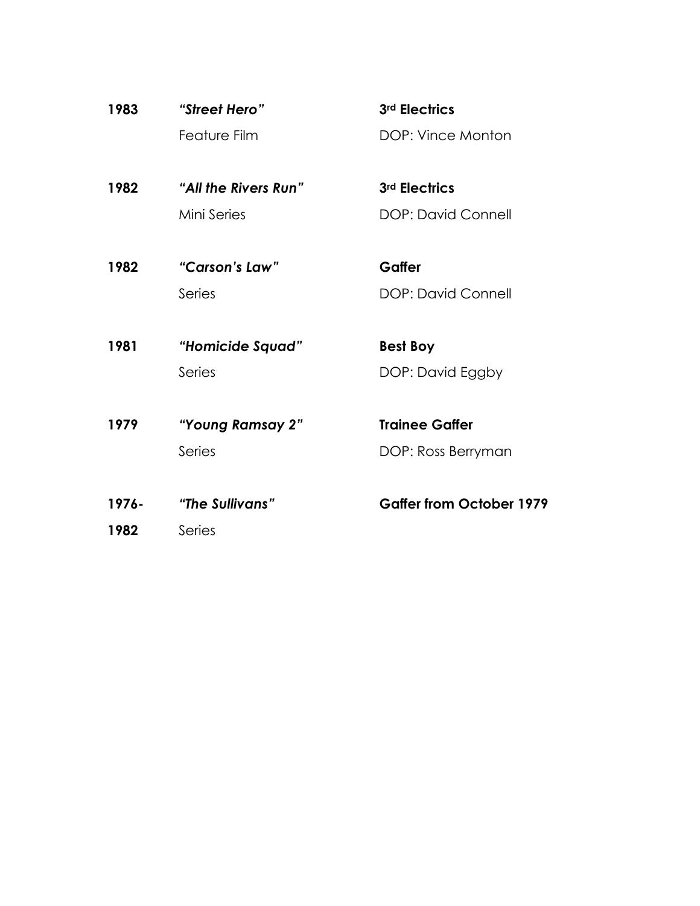| | | |
|---|---|---|
| **1983** | ***"Street Hero"***<br>Feature Film | **3rd Electrics**<br>DOP: Vince Monton |
| **1982** | ***"All the Rivers Run"***<br>Mini Series | **3rd Electrics**<br>DOP: David Connell |
| **1982** | ***"Carson's Law"***<br>Series | **Gaffer**<br>DOP: David Connell |
| **1981** | ***"Homicide Squad"***<br>Series | **Best Boy**<br>DOP: David Eggby |
| **1979** | ***"Young Ramsay 2"***<br>Series | **Trainee Gaffer**<br>DOP: Ross Berryman |
| **1976-1982** | ***"The Sullivans"***<br>Series | **Gaffer from October 1979** |